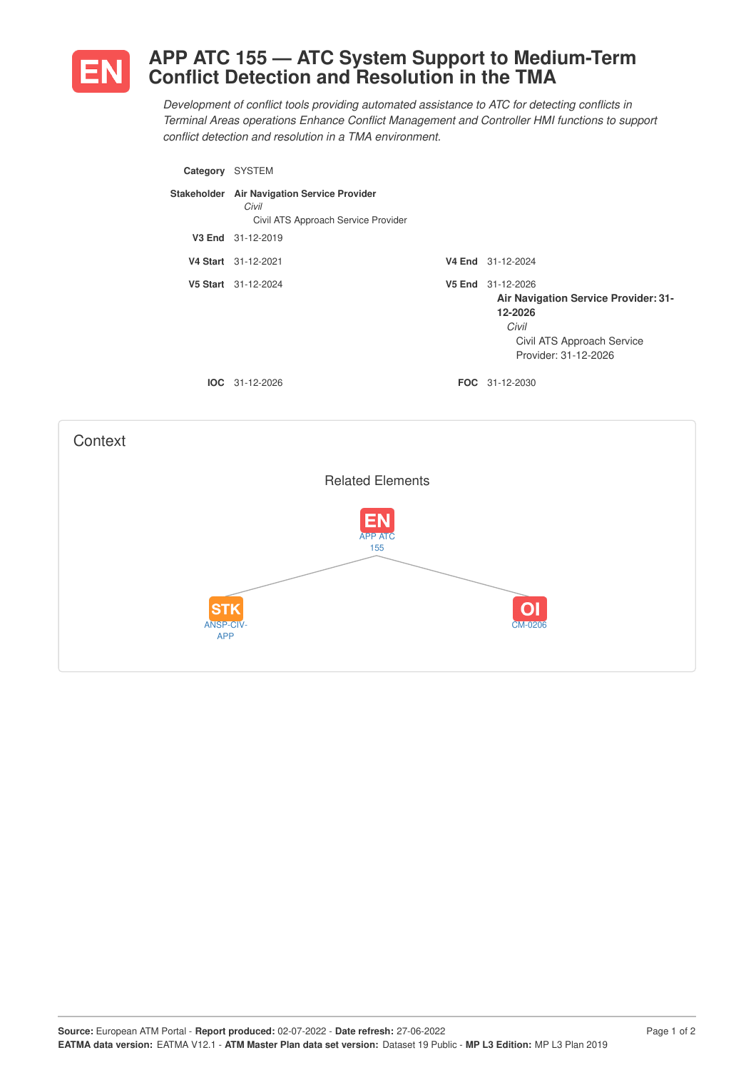# EN APP ATC 155 — ATC System Support to Medium-Term Conflict Detection and Resolution in the TMA

*Development of conflict tools providing automated assistance to ATC for detecting conflicts in Terminal Areas operations Enhance Conflict Management and Controller HMI functions to support conflict detection and resolution in a TMA environment.*

**Category** SYSTEM

**Stakeholder** **Air Navigation Service Provider**
*Civil*
Civil ATS Approach Service Provider

**V3 End** 31-12-2019

**V4 Start** 31-12-2021 | **V4 End** 31-12-2024

**V5 Start** 31-12-2024 | **V5 End** 31-12-2026
**Air Navigation Service Provider: 31-12-2026**
*Civil*
Civil ATS Approach Service Provider: 31-12-2026

**IOC** 31-12-2026 | **FOC** 31-12-2030

## Context

Related Elements

EN APP ATC 155

STK ANSP-CIV-APP

OI CM-0206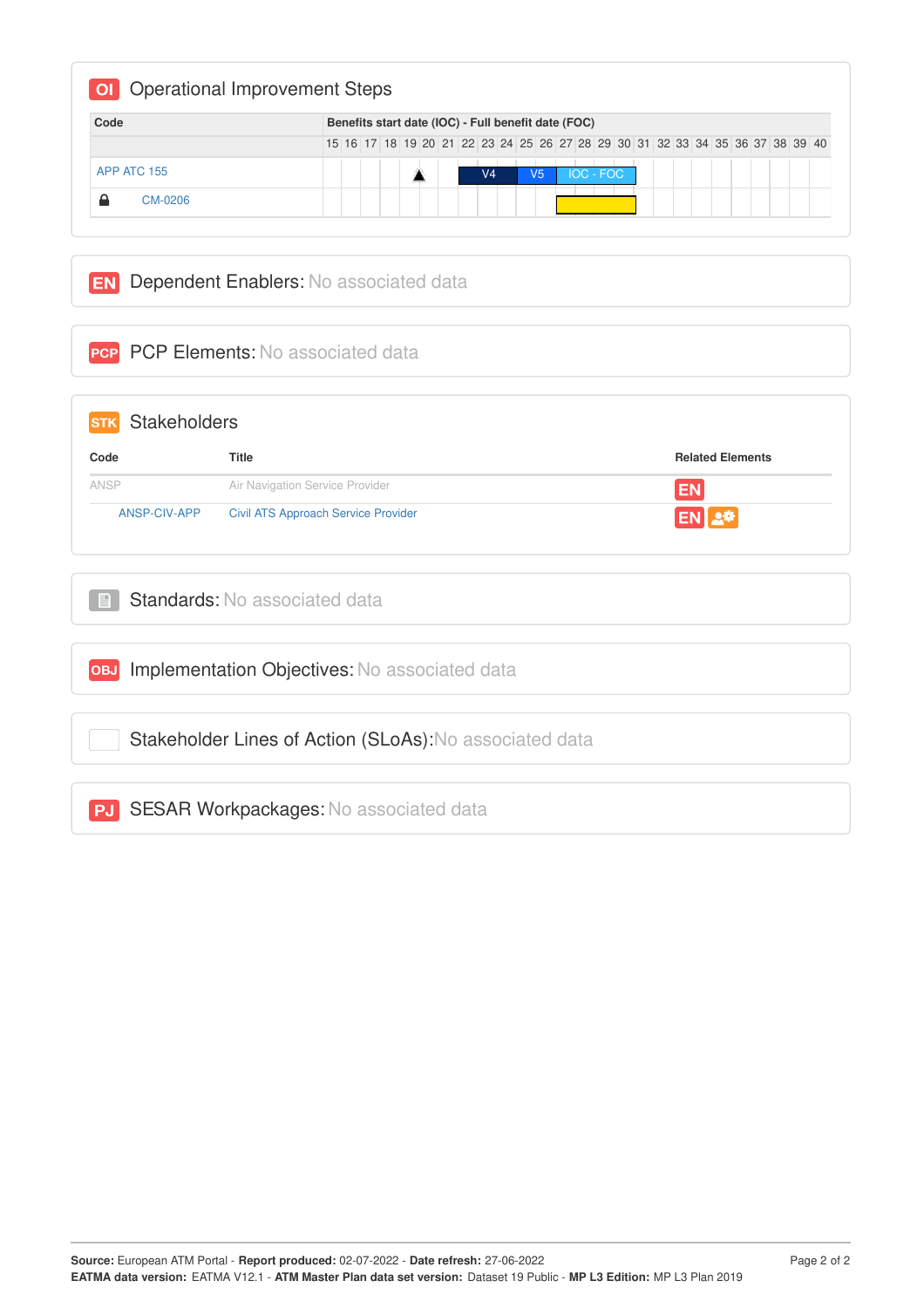## OI Operational Improvement Steps

| Code | Benefits start date (IOC) - Full benefit date (FOC) |
|---|---|
| | 15 16 17 18 19 20 21 22 23 24 25 26 27 28 29 30 31 32 33 34 35 36 37 38 39 40 |
| APP ATC 155 | ▲ V4 V5 IOC - FOC |
| CM-0206 | |

## EN Dependent Enablers: No associated data

## PCP PCP Elements: No associated data

## STK Stakeholders

| Code | Title | Related Elements |
|---|---|---|
| ANSP | Air Navigation Service Provider | EN |
| ANSP-CIV-APP | Civil ATS Approach Service Provider | EN |

## Standards: No associated data

## OBJ Implementation Objectives: No associated data

## Stakeholder Lines of Action (SLoAs): No associated data

## PJ SESAR Workpackages: No associated data

**Source:** European ATM Portal - **Report produced:** 02-07-2022 - **Date refresh:** 27-06-2022
**EATMA data version:** EATMA V12.1 - **ATM Master Plan data set version:** Dataset 19 Public - **MP L3 Edition:** MP L3 Plan 2019